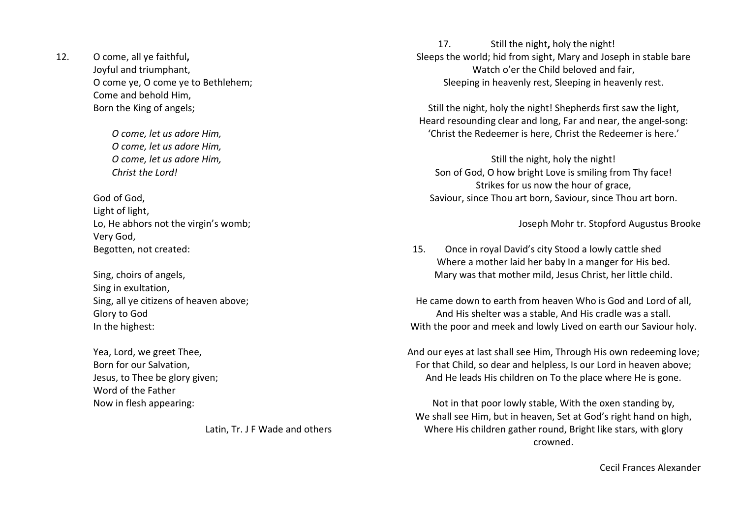12. O come, all ye faithful**,**
Joyful and triumphant,
O come ye, O come ye to Bethlehem;
Come and behold Him,
Born the King of angels;

*O come, let us adore Him,*
*O come, let us adore Him,*
*O come, let us adore Him,*
*Christ the Lord!*

God of God,
Light of light,
Lo, He abhors not the virgin's womb;
Very God,
Begotten, not created:

Sing, choirs of angels,
Sing in exultation,
Sing, all ye citizens of heaven above;
Glory to God
In the highest:

Yea, Lord, we greet Thee,
Born for our Salvation,
Jesus, to Thee be glory given;
Word of the Father
Now in flesh appearing:

Latin, Tr. J F Wade and others

17. Still the night**,** holy the night!
Sleeps the world; hid from sight, Mary and Joseph in stable bare
Watch o'er the Child beloved and fair,
Sleeping in heavenly rest, Sleeping in heavenly rest.

Still the night, holy the night! Shepherds first saw the light,
Heard resounding clear and long, Far and near, the angel-song:
'Christ the Redeemer is here, Christ the Redeemer is here.'

Still the night, holy the night!
Son of God, O how bright Love is smiling from Thy face!
Strikes for us now the hour of grace,
Saviour, since Thou art born, Saviour, since Thou art born.

Joseph Mohr tr. Stopford Augustus Brooke

15. Once in royal David's city Stood a lowly cattle shed
Where a mother laid her baby In a manger for His bed.
Mary was that mother mild, Jesus Christ, her little child.

He came down to earth from heaven Who is God and Lord of all,
And His shelter was a stable, And His cradle was a stall.
With the poor and meek and lowly Lived on earth our Saviour holy.

And our eyes at last shall see Him, Through His own redeeming love;
For that Child, so dear and helpless, Is our Lord in heaven above;
And He leads His children on To the place where He is gone.

Not in that poor lowly stable, With the oxen standing by,
We shall see Him, but in heaven, Set at God's right hand on high,
Where His children gather round, Bright like stars, with glory crowned.

Cecil Frances Alexander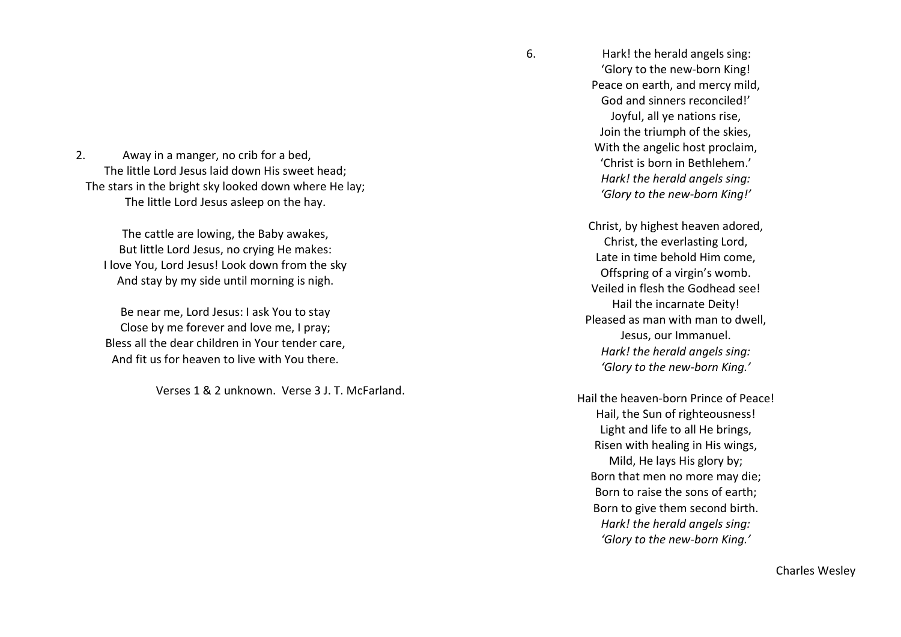2. Away in a manger, no crib for a bed,
The little Lord Jesus laid down His sweet head;
The stars in the bright sky looked down where He lay;
The little Lord Jesus asleep on the hay.

The cattle are lowing, the Baby awakes,
But little Lord Jesus, no crying He makes:
I love You, Lord Jesus! Look down from the sky
And stay by my side until morning is nigh.

Be near me, Lord Jesus: I ask You to stay
Close by me forever and love me, I pray;
Bless all the dear children in Your tender care,
And fit us for heaven to live with You there.

Verses 1 & 2 unknown. Verse 3 J. T. McFarland.

6. Hark! the herald angels sing:
'Glory to the new-born King!
Peace on earth, and mercy mild,
God and sinners reconciled!'
Joyful, all ye nations rise,
Join the triumph of the skies,
With the angelic host proclaim,
'Christ is born in Bethlehem.'
*Hark! the herald angels sing:*
*'Glory to the new-born King!'*

Christ, by highest heaven adored,
Christ, the everlasting Lord,
Late in time behold Him come,
Offspring of a virgin's womb.
Veiled in flesh the Godhead see!
Hail the incarnate Deity!
Pleased as man with man to dwell,
Jesus, our Immanuel.
*Hark! the herald angels sing:*
*'Glory to the new-born King.'*

Hail the heaven-born Prince of Peace!
Hail, the Sun of righteousness!
Light and life to all He brings,
Risen with healing in His wings,
Mild, He lays His glory by;
Born that men no more may die;
Born to raise the sons of earth;
Born to give them second birth.
*Hark! the herald angels sing:*
*'Glory to the new-born King.'*

Charles Wesley